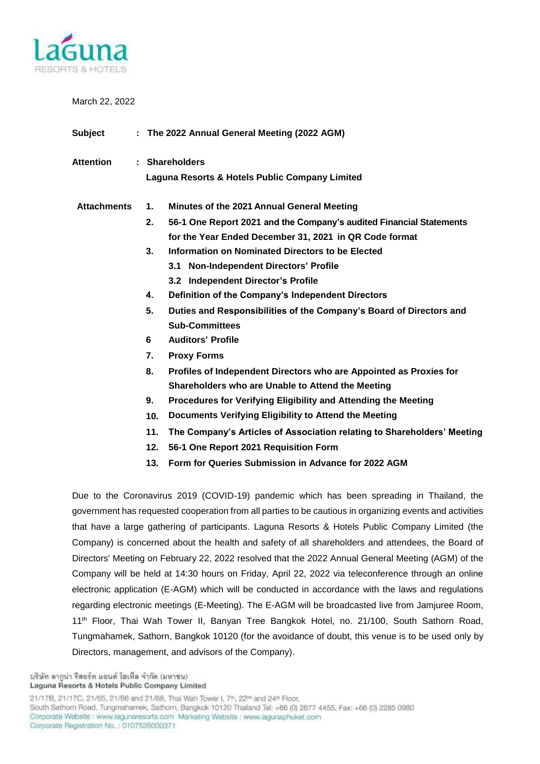March 22, 2022

**Subject** : **The 2022 Annual General Meeting (2022 AGM)**

**Attention** : **Shareholders**
**Laguna Resorts & Hotels Public Company Limited**

**Attachments**

1. **Minutes of the 2021 Annual General Meeting**
2. **56-1 One Report 2021 and the Company's audited Financial Statements for the Year Ended December 31, 2021 in QR Code format**
3. **Information on Nominated Directors to be Elected**
   - **3.1 Non-Independent Directors' Profile**
   - **3.2 Independent Director's Profile**
4. **Definition of the Company's Independent Directors**
5. **Duties and Responsibilities of the Company's Board of Directors and Sub-Committees**
6. **Auditors' Profile**
7. **Proxy Forms**
8. **Profiles of Independent Directors who are Appointed as Proxies for Shareholders who are Unable to Attend the Meeting**
9. **Procedures for Verifying Eligibility and Attending the Meeting**
10. **Documents Verifying Eligibility to Attend the Meeting**
11. **The Company's Articles of Association relating to Shareholders' Meeting**
12. **56-1 One Report 2021 Requisition Form**
13. **Form for Queries Submission in Advance for 2022 AGM**

Due to the Coronavirus 2019 (COVID-19) pandemic which has been spreading in Thailand, the government has requested cooperation from all parties to be cautious in organizing events and activities that have a large gathering of participants. Laguna Resorts & Hotels Public Company Limited (the Company) is concerned about the health and safety of all shareholders and attendees, the Board of Directors' Meeting on February 22, 2022 resolved that the 2022 Annual General Meeting (AGM) of the Company will be held at 14:30 hours on Friday, April 22, 2022 via teleconference through an online electronic application (E-AGM) which will be conducted in accordance with the laws and regulations regarding electronic meetings (E-Meeting). The E-AGM will be broadcasted live from Jamjuree Room, 11th Floor, Thai Wah Tower II, Banyan Tree Bangkok Hotel, no. 21/100, South Sathorn Road, Tungmahamek, Sathorn, Bangkok 10120 (for the avoidance of doubt, this venue is to be used only by Directors, management, and advisors of the Company).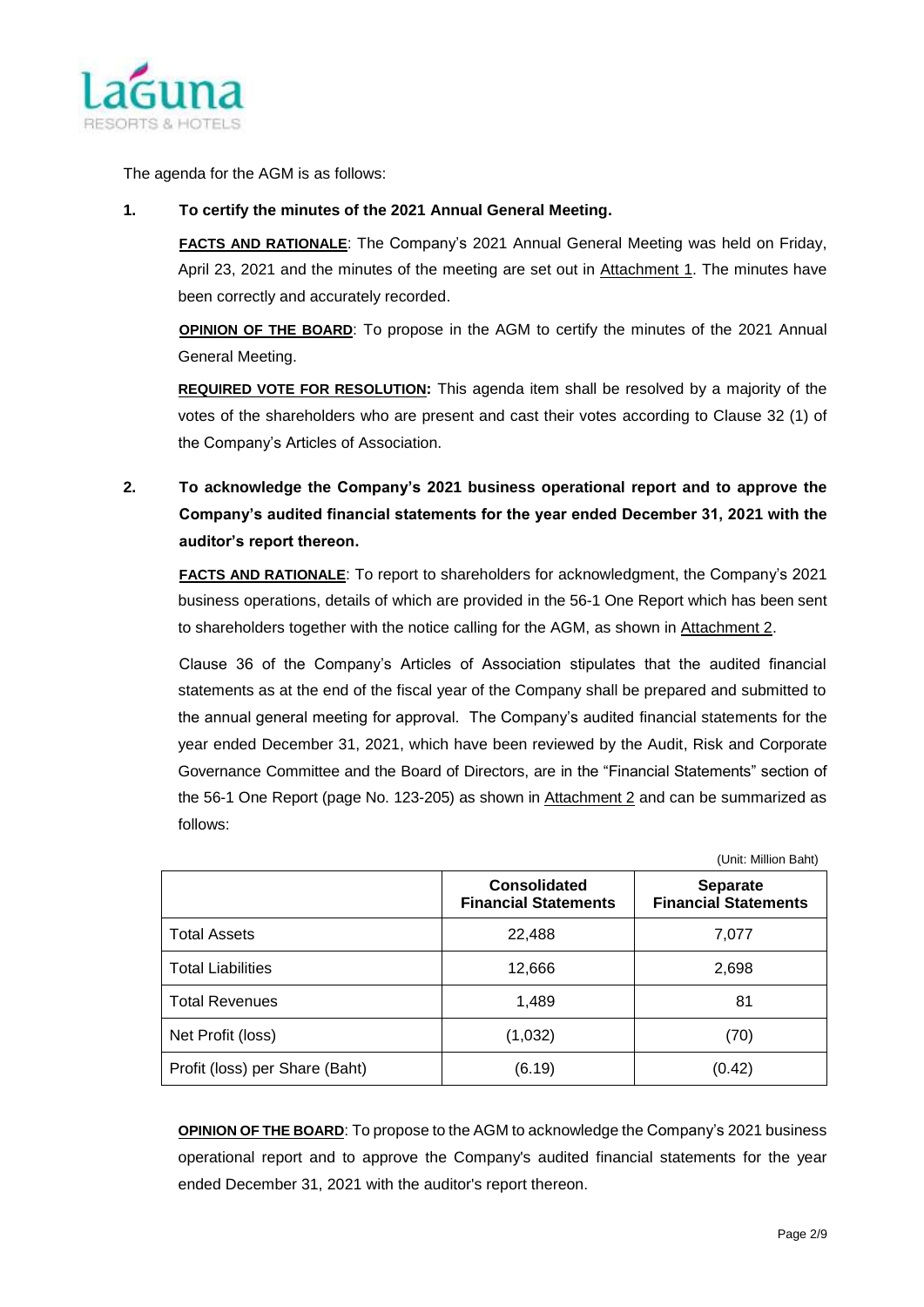The agenda for the AGM is as follows:

**1. To certify the minutes of the 2021 Annual General Meeting.**

**FACTS AND RATIONALE**: The Company's 2021 Annual General Meeting was held on Friday, April 23, 2021 and the minutes of the meeting are set out in Attachment 1. The minutes have been correctly and accurately recorded.

**OPINION OF THE BOARD**: To propose in the AGM to certify the minutes of the 2021 Annual General Meeting.

**REQUIRED VOTE FOR RESOLUTION:** This agenda item shall be resolved by a majority of the votes of the shareholders who are present and cast their votes according to Clause 32 (1) of the Company's Articles of Association.

**2. To acknowledge the Company's 2021 business operational report and to approve the Company's audited financial statements for the year ended December 31, 2021 with the auditor's report thereon.**

**FACTS AND RATIONALE**: To report to shareholders for acknowledgment, the Company's 2021 business operations, details of which are provided in the 56-1 One Report which has been sent to shareholders together with the notice calling for the AGM, as shown in Attachment 2.

Clause 36 of the Company's Articles of Association stipulates that the audited financial statements as at the end of the fiscal year of the Company shall be prepared and submitted to the annual general meeting for approval. The Company's audited financial statements for the year ended December 31, 2021, which have been reviewed by the Audit, Risk and Corporate Governance Committee and the Board of Directors, are in the "Financial Statements" section of the 56-1 One Report (page No. 123-205) as shown in Attachment 2 and can be summarized as follows:

(Unit: Million Baht)

| | Consolidated Financial Statements | Separate Financial Statements |
|---|---|---|
| Total Assets | 22,488 | 7,077 |
| Total Liabilities | 12,666 | 2,698 |
| Total Revenues | 1,489 | 81 |
| Net Profit (loss) | (1,032) | (70) |
| Profit (loss) per Share (Baht) | (6.19) | (0.42) |

**OPINION OF THE BOARD**: To propose to the AGM to acknowledge the Company's 2021 business operational report and to approve the Company's audited financial statements for the year ended December 31, 2021 with the auditor's report thereon.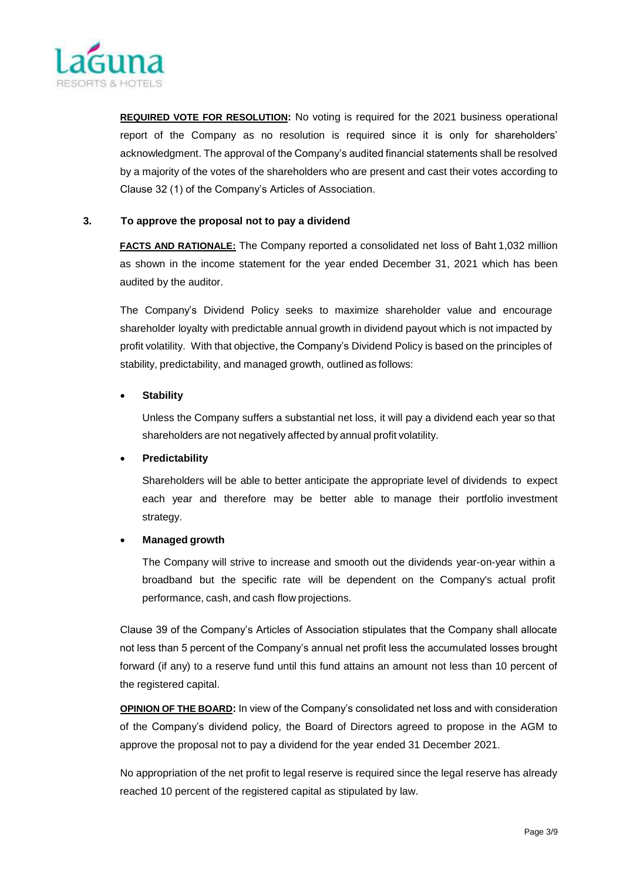**REQUIRED VOTE FOR RESOLUTION:** No voting is required for the 2021 business operational report of the Company as no resolution is required since it is only for shareholders' acknowledgment. The approval of the Company's audited financial statements shall be resolved by a majority of the votes of the shareholders who are present and cast their votes according to Clause 32 (1) of the Company's Articles of Association.

### 3. To approve the proposal not to pay a dividend

**FACTS AND RATIONALE:** The Company reported a consolidated net loss of Baht 1,032 million as shown in the income statement for the year ended December 31, 2021 which has been audited by the auditor.

The Company's Dividend Policy seeks to maximize shareholder value and encourage shareholder loyalty with predictable annual growth in dividend payout which is not impacted by profit volatility. With that objective, the Company's Dividend Policy is based on the principles of stability, predictability, and managed growth, outlined as follows:

- **Stability**

  Unless the Company suffers a substantial net loss, it will pay a dividend each year so that shareholders are not negatively affected by annual profit volatility.

- **Predictability**

  Shareholders will be able to better anticipate the appropriate level of dividends to expect each year and therefore may be better able to manage their portfolio investment strategy.

- **Managed growth**

  The Company will strive to increase and smooth out the dividends year-on-year within a broadband but the specific rate will be dependent on the Company's actual profit performance, cash, and cash flow projections.

Clause 39 of the Company's Articles of Association stipulates that the Company shall allocate not less than 5 percent of the Company's annual net profit less the accumulated losses brought forward (if any) to a reserve fund until this fund attains an amount not less than 10 percent of the registered capital.

**OPINION OF THE BOARD:** In view of the Company's consolidated net loss and with consideration of the Company's dividend policy, the Board of Directors agreed to propose in the AGM to approve the proposal not to pay a dividend for the year ended 31 December 2021.

No appropriation of the net profit to legal reserve is required since the legal reserve has already reached 10 percent of the registered capital as stipulated by law.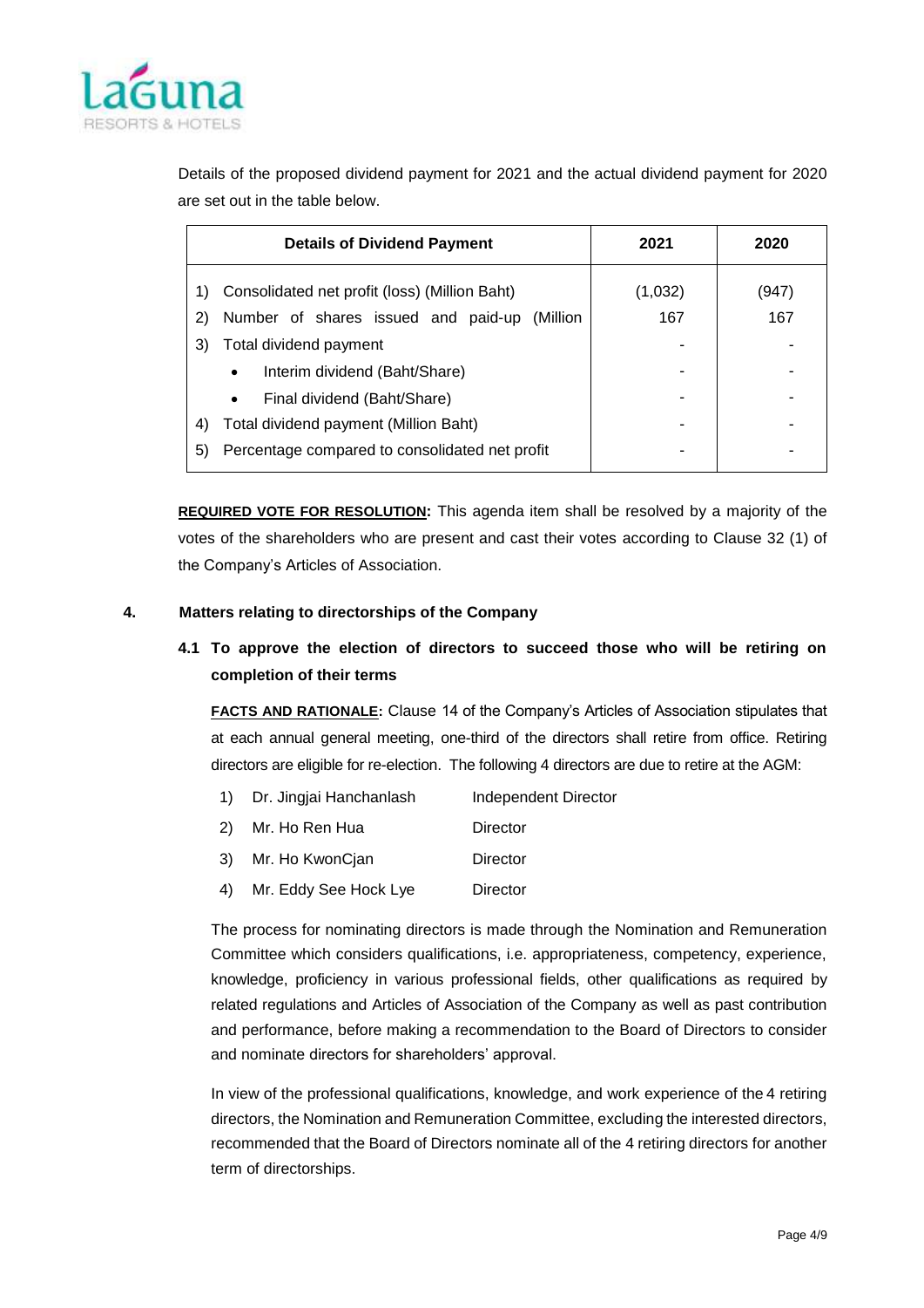Details of the proposed dividend payment for 2021 and the actual dividend payment for 2020 are set out in the table below.

| Details of Dividend Payment | 2021 | 2020 |
|---|---|---|
| 1) Consolidated net profit (loss) (Million Baht) | (1,032) | (947) |
| 2) Number of shares issued and paid-up (Million | 167 | 167 |
| 3) Total dividend payment | - | - |
| • Interim dividend (Baht/Share) | - | - |
| • Final dividend (Baht/Share) | - | - |
| 4) Total dividend payment (Million Baht) | - | - |
| 5) Percentage compared to consolidated net profit | - | - |

**REQUIRED VOTE FOR RESOLUTION:** This agenda item shall be resolved by a majority of the votes of the shareholders who are present and cast their votes according to Clause 32 (1) of the Company's Articles of Association.

## 4. Matters relating to directorships of the Company

### 4.1 To approve the election of directors to succeed those who will be retiring on completion of their terms

**FACTS AND RATIONALE:** Clause 14 of the Company's Articles of Association stipulates that at each annual general meeting, one-third of the directors shall retire from office. Retiring directors are eligible for re-election. The following 4 directors are due to retire at the AGM:

1) Dr. Jingjai Hanchanlash — Independent Director
2) Mr. Ho Ren Hua — Director
3) Mr. Ho KwonCjan — Director
4) Mr. Eddy See Hock Lye — Director

The process for nominating directors is made through the Nomination and Remuneration Committee which considers qualifications, i.e. appropriateness, competency, experience, knowledge, proficiency in various professional fields, other qualifications as required by related regulations and Articles of Association of the Company as well as past contribution and performance, before making a recommendation to the Board of Directors to consider and nominate directors for shareholders' approval.

In view of the professional qualifications, knowledge, and work experience of the 4 retiring directors, the Nomination and Remuneration Committee, excluding the interested directors, recommended that the Board of Directors nominate all of the 4 retiring directors for another term of directorships.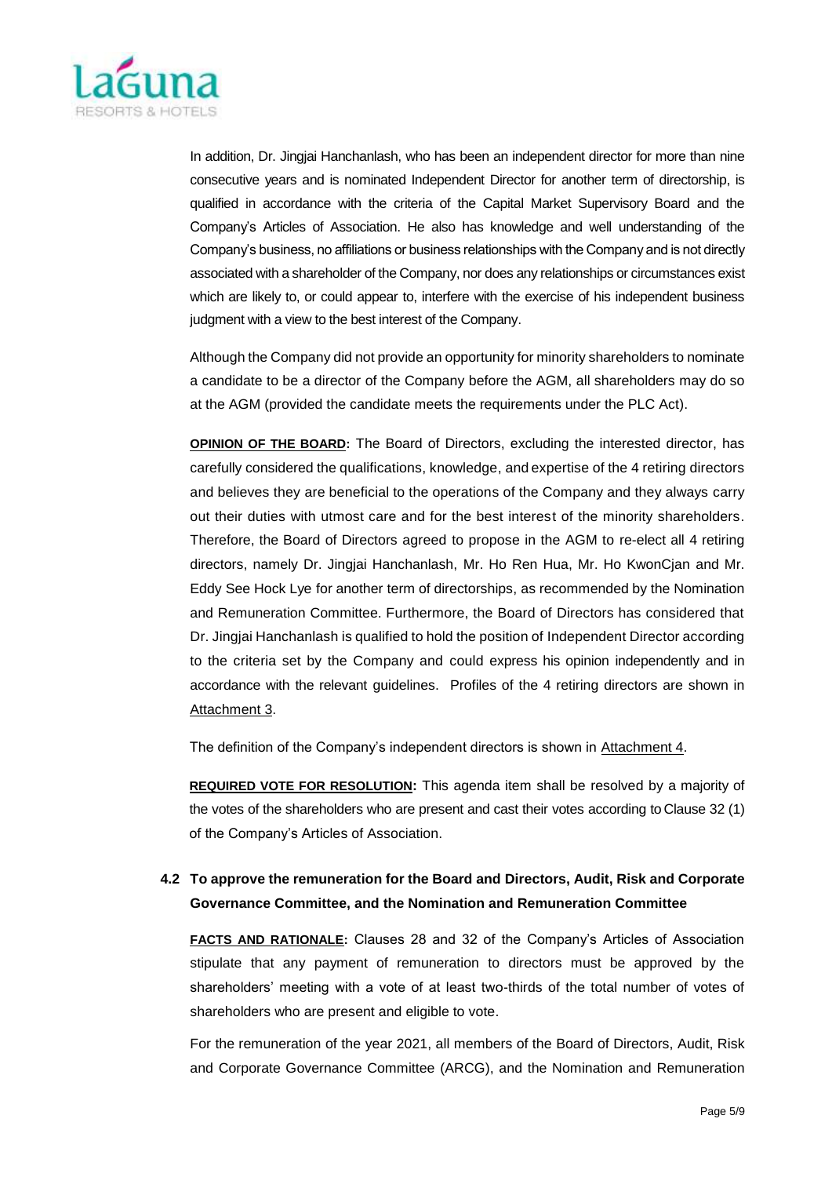In addition, Dr. Jingjai Hanchanlash, who has been an independent director for more than nine consecutive years and is nominated Independent Director for another term of directorship, is qualified in accordance with the criteria of the Capital Market Supervisory Board and the Company's Articles of Association. He also has knowledge and well understanding of the Company's business, no affiliations or business relationships with the Company and is not directly associated with a shareholder of the Company, nor does any relationships or circumstances exist which are likely to, or could appear to, interfere with the exercise of his independent business judgment with a view to the best interest of the Company.

Although the Company did not provide an opportunity for minority shareholders to nominate a candidate to be a director of the Company before the AGM, all shareholders may do so at the AGM (provided the candidate meets the requirements under the PLC Act).

**OPINION OF THE BOARD:** The Board of Directors, excluding the interested director, has carefully considered the qualifications, knowledge, and expertise of the 4 retiring directors and believes they are beneficial to the operations of the Company and they always carry out their duties with utmost care and for the best interest of the minority shareholders. Therefore, the Board of Directors agreed to propose in the AGM to re-elect all 4 retiring directors, namely Dr. Jingjai Hanchanlash, Mr. Ho Ren Hua, Mr. Ho KwonCjan and Mr. Eddy See Hock Lye for another term of directorships, as recommended by the Nomination and Remuneration Committee. Furthermore, the Board of Directors has considered that Dr. Jingjai Hanchanlash is qualified to hold the position of Independent Director according to the criteria set by the Company and could express his opinion independently and in accordance with the relevant guidelines. Profiles of the 4 retiring directors are shown in Attachment 3.

The definition of the Company's independent directors is shown in Attachment 4.

**REQUIRED VOTE FOR RESOLUTION:** This agenda item shall be resolved by a majority of the votes of the shareholders who are present and cast their votes according to Clause 32 (1) of the Company's Articles of Association.

### 4.2 To approve the remuneration for the Board and Directors, Audit, Risk and Corporate Governance Committee, and the Nomination and Remuneration Committee

**FACTS AND RATIONALE:** Clauses 28 and 32 of the Company's Articles of Association stipulate that any payment of remuneration to directors must be approved by the shareholders' meeting with a vote of at least two-thirds of the total number of votes of shareholders who are present and eligible to vote.

For the remuneration of the year 2021, all members of the Board of Directors, Audit, Risk and Corporate Governance Committee (ARCG), and the Nomination and Remuneration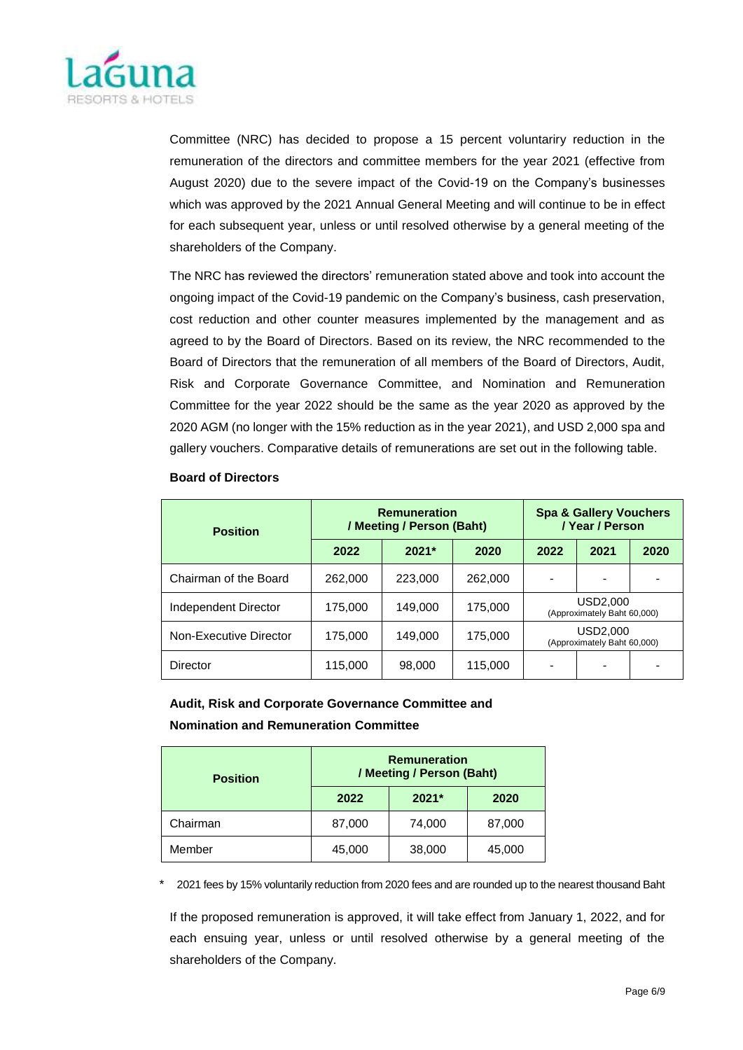Committee (NRC) has decided to propose a 15 percent voluntariry reduction in the remuneration of the directors and committee members for the year 2021 (effective from August 2020) due to the severe impact of the Covid-19 on the Company's businesses which was approved by the 2021 Annual General Meeting and will continue to be in effect for each subsequent year, unless or until resolved otherwise by a general meeting of the shareholders of the Company.

The NRC has reviewed the directors' remuneration stated above and took into account the ongoing impact of the Covid-19 pandemic on the Company's business, cash preservation, cost reduction and other counter measures implemented by the management and as agreed to by the Board of Directors. Based on its review, the NRC recommended to the Board of Directors that the remuneration of all members of the Board of Directors, Audit, Risk and Corporate Governance Committee, and Nomination and Remuneration Committee for the year 2022 should be the same as the year 2020 as approved by the 2020 AGM (no longer with the 15% reduction as in the year 2021), and USD 2,000 spa and gallery vouchers. Comparative details of remunerations are set out in the following table.

**Board of Directors**

| Position | Remuneration / Meeting / Person (Baht) | | | Spa & Gallery Vouchers / Year / Person | | |
|---|---|---|---|---|---|---|
| | 2022 | 2021* | 2020 | 2022 | 2021 | 2020 |
| Chairman of the Board | 262,000 | 223,000 | 262,000 | - | - | - |
| Independent Director | 175,000 | 149,000 | 175,000 | USD2,000 (Approximately Baht 60,000) | | |
| Non-Executive Director | 175,000 | 149,000 | 175,000 | USD2,000 (Approximately Baht 60,000) | | |
| Director | 115,000 | 98,000 | 115,000 | - | - | - |

**Audit, Risk and Corporate Governance Committee and Nomination and Remuneration Committee**

| Position | Remuneration / Meeting / Person (Baht) | | |
|---|---|---|---|
| | 2022 | 2021* | 2020 |
| Chairman | 87,000 | 74,000 | 87,000 |
| Member | 45,000 | 38,000 | 45,000 |

\* 2021 fees by 15% voluntarily reduction from 2020 fees and are rounded up to the nearest thousand Baht

If the proposed remuneration is approved, it will take effect from January 1, 2022, and for each ensuing year, unless or until resolved otherwise by a general meeting of the shareholders of the Company.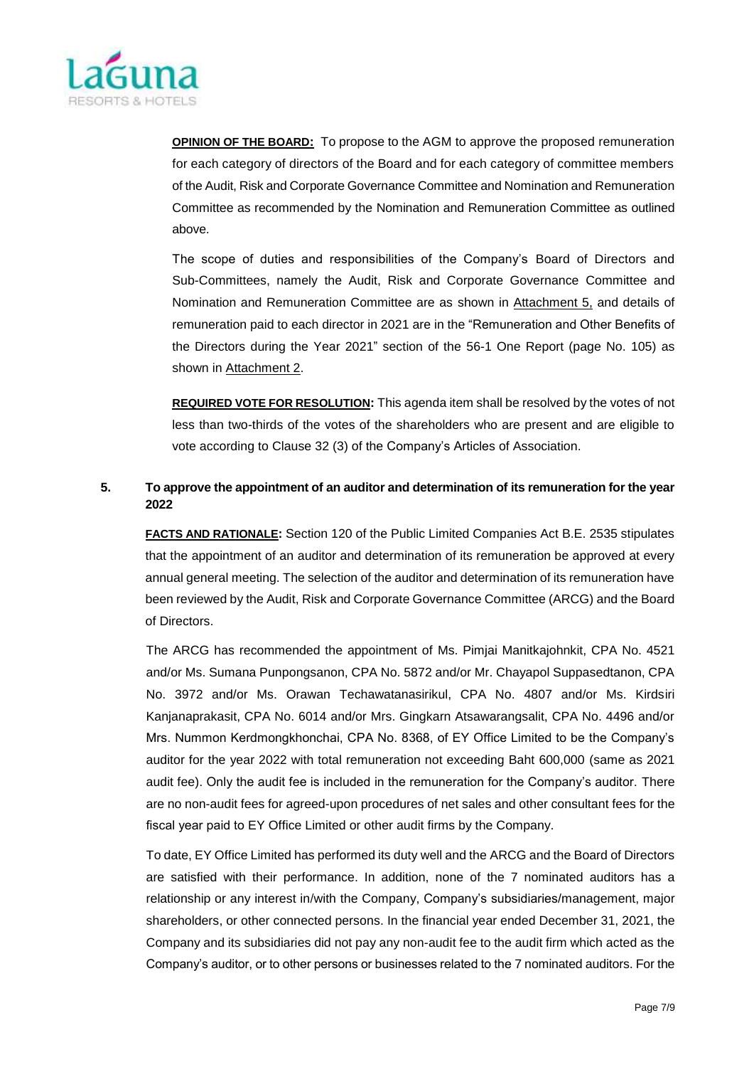**OPINION OF THE BOARD:** To propose to the AGM to approve the proposed remuneration for each category of directors of the Board and for each category of committee members of the Audit, Risk and Corporate Governance Committee and Nomination and Remuneration Committee as recommended by the Nomination and Remuneration Committee as outlined above.

The scope of duties and responsibilities of the Company's Board of Directors and Sub-Committees, namely the Audit, Risk and Corporate Governance Committee and Nomination and Remuneration Committee are as shown in Attachment 5, and details of remuneration paid to each director in 2021 are in the "Remuneration and Other Benefits of the Directors during the Year 2021" section of the 56-1 One Report (page No. 105) as shown in Attachment 2.

**REQUIRED VOTE FOR RESOLUTION:** This agenda item shall be resolved by the votes of not less than two-thirds of the votes of the shareholders who are present and are eligible to vote according to Clause 32 (3) of the Company's Articles of Association.

**5. To approve the appointment of an auditor and determination of its remuneration for the year 2022**

**FACTS AND RATIONALE:** Section 120 of the Public Limited Companies Act B.E. 2535 stipulates that the appointment of an auditor and determination of its remuneration be approved at every annual general meeting. The selection of the auditor and determination of its remuneration have been reviewed by the Audit, Risk and Corporate Governance Committee (ARCG) and the Board of Directors.

The ARCG has recommended the appointment of Ms. Pimjai Manitkajohnkit, CPA No. 4521 and/or Ms. Sumana Punpongsanon, CPA No. 5872 and/or Mr. Chayapol Suppasedtanon, CPA No. 3972 and/or Ms. Orawan Techawatanasirikul, CPA No. 4807 and/or Ms. Kirdsiri Kanjanaprakasit, CPA No. 6014 and/or Mrs. Gingkarn Atsawarangsalit, CPA No. 4496 and/or Mrs. Nummon Kerdmongkhonchai, CPA No. 8368, of EY Office Limited to be the Company's auditor for the year 2022 with total remuneration not exceeding Baht 600,000 (same as 2021 audit fee). Only the audit fee is included in the remuneration for the Company's auditor. There are no non-audit fees for agreed-upon procedures of net sales and other consultant fees for the fiscal year paid to EY Office Limited or other audit firms by the Company.

To date, EY Office Limited has performed its duty well and the ARCG and the Board of Directors are satisfied with their performance. In addition, none of the 7 nominated auditors has a relationship or any interest in/with the Company, Company's subsidiaries/management, major shareholders, or other connected persons. In the financial year ended December 31, 2021, the Company and its subsidiaries did not pay any non-audit fee to the audit firm which acted as the Company's auditor, or to other persons or businesses related to the 7 nominated auditors. For the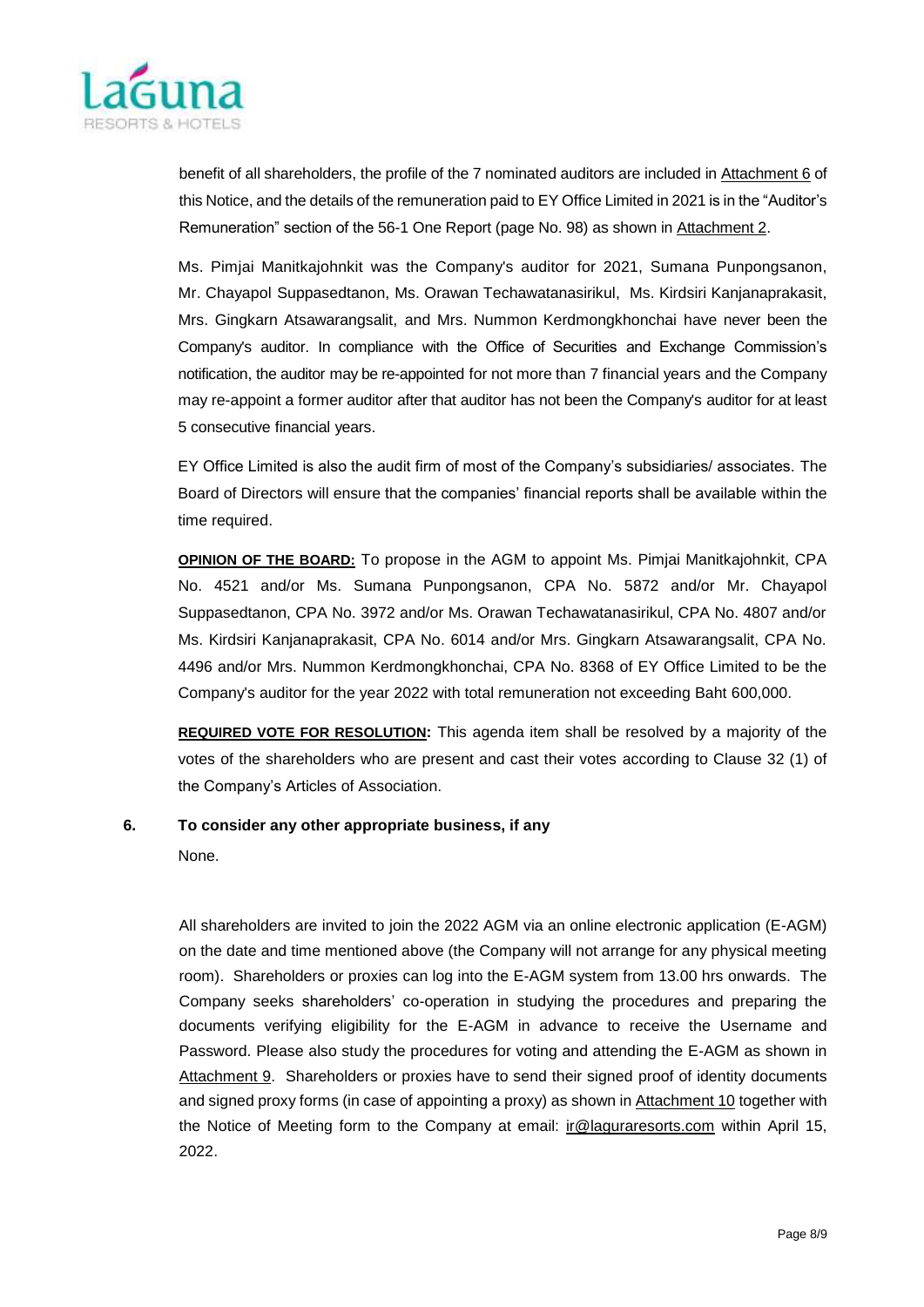benefit of all shareholders, the profile of the 7 nominated auditors are included in Attachment 6 of this Notice, and the details of the remuneration paid to EY Office Limited in 2021 is in the "Auditor's Remuneration" section of the 56-1 One Report (page No. 98) as shown in Attachment 2.

Ms. Pimjai Manitkajohnkit was the Company's auditor for 2021, Sumana Punpongsanon, Mr. Chayapol Suppasedtanon, Ms. Orawan Techawatanasirikul, Ms. Kirdsiri Kanjanaprakasit, Mrs. Gingkarn Atsawarangsalit, and Mrs. Nummon Kerdmongkhonchai have never been the Company's auditor. In compliance with the Office of Securities and Exchange Commission's notification, the auditor may be re-appointed for not more than 7 financial years and the Company may re-appoint a former auditor after that auditor has not been the Company's auditor for at least 5 consecutive financial years.

EY Office Limited is also the audit firm of most of the Company's subsidiaries/ associates. The Board of Directors will ensure that the companies' financial reports shall be available within the time required.

**OPINION OF THE BOARD:** To propose in the AGM to appoint Ms. Pimjai Manitkajohnkit, CPA No. 4521 and/or Ms. Sumana Punpongsanon, CPA No. 5872 and/or Mr. Chayapol Suppasedtanon, CPA No. 3972 and/or Ms. Orawan Techawatanasirikul, CPA No. 4807 and/or Ms. Kirdsiri Kanjanaprakasit, CPA No. 6014 and/or Mrs. Gingkarn Atsawarangsalit, CPA No. 4496 and/or Mrs. Nummon Kerdmongkhonchai, CPA No. 8368 of EY Office Limited to be the Company's auditor for the year 2022 with total remuneration not exceeding Baht 600,000.

**REQUIRED VOTE FOR RESOLUTION:** This agenda item shall be resolved by a majority of the votes of the shareholders who are present and cast their votes according to Clause 32 (1) of the Company's Articles of Association.

**6. To consider any other appropriate business, if any**

None.

All shareholders are invited to join the 2022 AGM via an online electronic application (E-AGM) on the date and time mentioned above (the Company will not arrange for any physical meeting room). Shareholders or proxies can log into the E-AGM system from 13.00 hrs onwards. The Company seeks shareholders' co-operation in studying the procedures and preparing the documents verifying eligibility for the E-AGM in advance to receive the Username and Password. Please also study the procedures for voting and attending the E-AGM as shown in Attachment 9. Shareholders or proxies have to send their signed proof of identity documents and signed proxy forms (in case of appointing a proxy) as shown in Attachment 10 together with the Notice of Meeting form to the Company at email: ir@laguraresorts.com within April 15, 2022.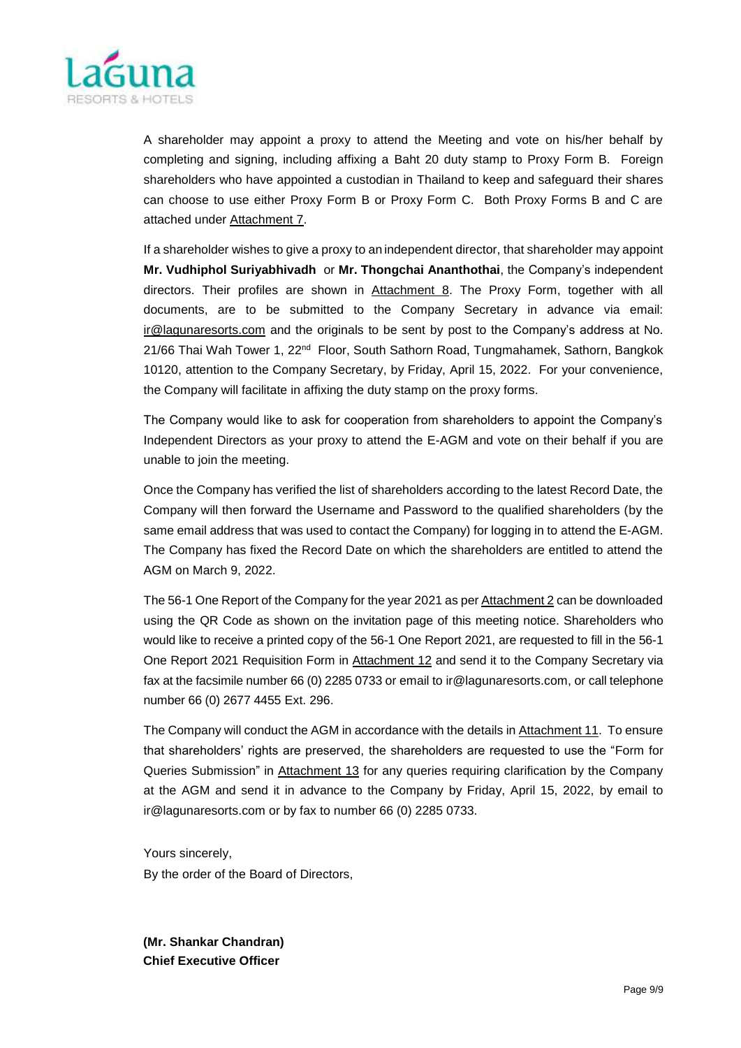A shareholder may appoint a proxy to attend the Meeting and vote on his/her behalf by completing and signing, including affixing a Baht 20 duty stamp to Proxy Form B. Foreign shareholders who have appointed a custodian in Thailand to keep and safeguard their shares can choose to use either Proxy Form B or Proxy Form C. Both Proxy Forms B and C are attached under Attachment 7.

If a shareholder wishes to give a proxy to an independent director, that shareholder may appoint **Mr. Vudhiphol Suriyabhivadh** or **Mr. Thongchai Ananthothai**, the Company's independent directors. Their profiles are shown in Attachment 8. The Proxy Form, together with all documents, are to be submitted to the Company Secretary in advance via email: ir@lagunaresorts.com and the originals to be sent by post to the Company's address at No. 21/66 Thai Wah Tower 1, 22nd Floor, South Sathorn Road, Tungmahamek, Sathorn, Bangkok 10120, attention to the Company Secretary, by Friday, April 15, 2022. For your convenience, the Company will facilitate in affixing the duty stamp on the proxy forms.

The Company would like to ask for cooperation from shareholders to appoint the Company's Independent Directors as your proxy to attend the E-AGM and vote on their behalf if you are unable to join the meeting.

Once the Company has verified the list of shareholders according to the latest Record Date, the Company will then forward the Username and Password to the qualified shareholders (by the same email address that was used to contact the Company) for logging in to attend the E-AGM. The Company has fixed the Record Date on which the shareholders are entitled to attend the AGM on March 9, 2022.

The 56-1 One Report of the Company for the year 2021 as per Attachment 2 can be downloaded using the QR Code as shown on the invitation page of this meeting notice. Shareholders who would like to receive a printed copy of the 56-1 One Report 2021, are requested to fill in the 56-1 One Report 2021 Requisition Form in Attachment 12 and send it to the Company Secretary via fax at the facsimile number 66 (0) 2285 0733 or email to ir@lagunaresorts.com, or call telephone number 66 (0) 2677 4455 Ext. 296.

The Company will conduct the AGM in accordance with the details in Attachment 11. To ensure that shareholders' rights are preserved, the shareholders are requested to use the "Form for Queries Submission" in Attachment 13 for any queries requiring clarification by the Company at the AGM and send it in advance to the Company by Friday, April 15, 2022, by email to ir@lagunaresorts.com or by fax to number 66 (0) 2285 0733.

Yours sincerely,
By the order of the Board of Directors,

**(Mr. Shankar Chandran)**
**Chief Executive Officer**